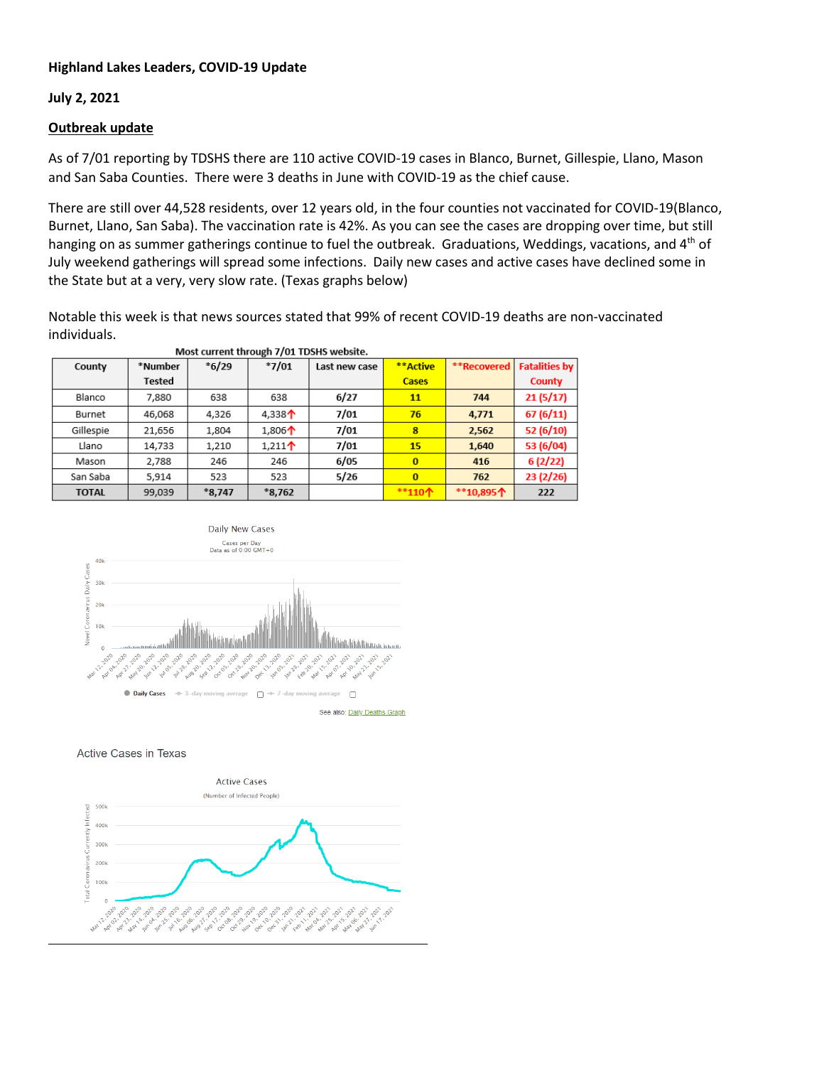**Highland Lakes Leaders, COVID-19 Update**

**July 2, 2021**

**Outbreak update**

As of 7/01 reporting by TDSHS there are 110 active COVID-19 cases in Blanco, Burnet, Gillespie, Llano, Mason and San Saba Counties. There were 3 deaths in June with COVID-19 as the chief cause.

There are still over 44,528 residents, over 12 years old, in the four counties not vaccinated for COVID-19(Blanco, Burnet, Llano, San Saba). The vaccination rate is 42%. As you can see the cases are dropping over time, but still hanging on as summer gatherings continue to fuel the outbreak. Graduations, Weddings, vacations, and 4th of July weekend gatherings will spread some infections. Daily new cases and active cases have declined some in the State but at a very, very slow rate. (Texas graphs below)

Notable this week is that news sources stated that 99% of recent COVID-19 deaths are non-vaccinated individuals.

Most current through 7/01 TDSHS website.

| County | *Number Tested | *6/29 | *7/01 | Last new case | **Active Cases | **Recovered | Fatalities by County |
|---|---|---|---|---|---|---|---|
| Blanco | 7,880 | 638 | 638 | 6/27 | 11 | 744 | 21 (5/17) |
| Burnet | 46,068 | 4,326 | 4,338↑ | 7/01 | 76 | 4,771 | 67 (6/11) |
| Gillespie | 21,656 | 1,804 | 1,806↑ | 7/01 | 8 | 2,562 | 52 (6/10) |
| Llano | 14,733 | 1,210 | 1,211↑ | 7/01 | 15 | 1,640 | 53 (6/04) |
| Mason | 2,788 | 246 | 246 | 6/05 | 0 | 416 | 6 (2/22) |
| San Saba | 5,914 | 523 | 523 | 5/26 | 0 | 762 | 23 (2/26) |
| TOTAL | 99,039 | *8,747 | *8,762 | | **110↑ | **10,895↑ | 222 |

Daily New Cases

Cases per Day
Data as of 0:00 GMT+0

See also: Daily Deaths Graph

Active Cases in Texas

Active Cases

(Number of Infected People)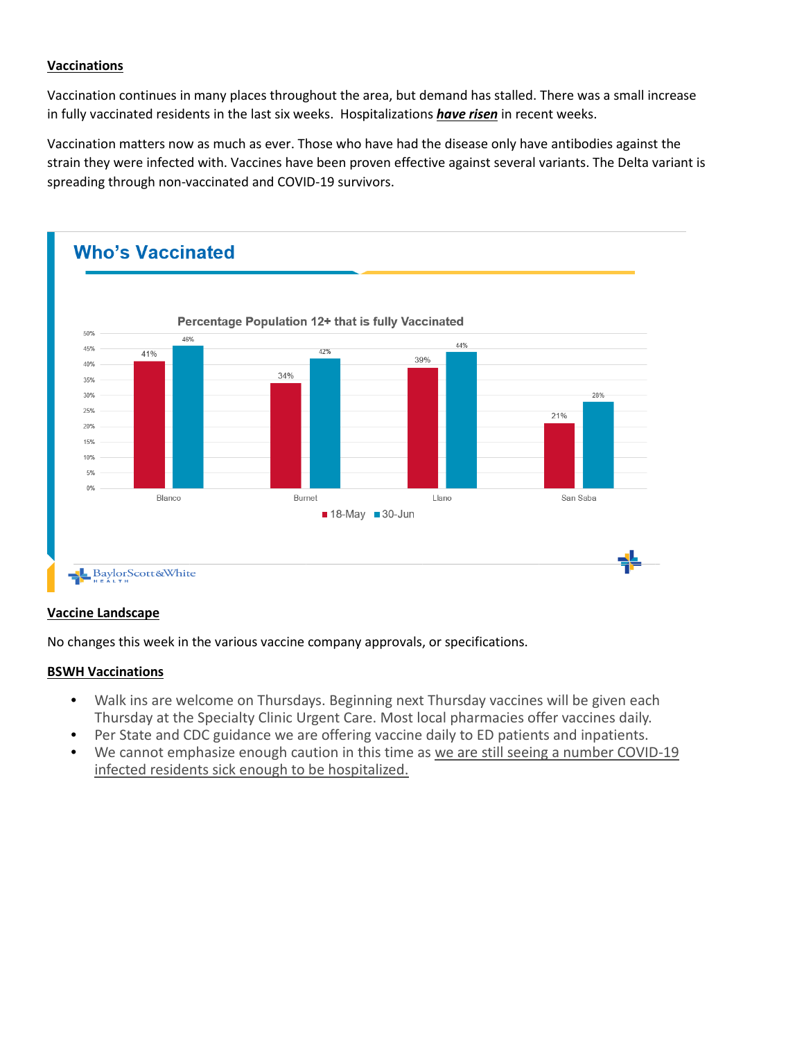**Vaccinations**

Vaccination continues in many places throughout the area, but demand has stalled. There was a small increase in fully vaccinated residents in the last six weeks. Hospitalizations ***have risen*** in recent weeks.

Vaccination matters now as much as ever. Those who have had the disease only have antibodies against the strain they were infected with. Vaccines have been proven effective against several variants. The Delta variant is spreading through non-vaccinated and COVID-19 survivors.

## Who's Vaccinated

Percentage Population 12+ that is fully Vaccinated

50%
45%
40%
35%
30%
25%
20%
15%
10%
5%
0%

Blanco: 41%, 46%
Burnet: 34%, 42%
Llano: 39%, 44%
San Saba: 21%, 28%

18-May 30-Jun

BaylorScott&White HEALTH

**Vaccine Landscape**

No changes this week in the various vaccine company approvals, or specifications.

**BSWH Vaccinations**

- Walk ins are welcome on Thursdays. Beginning next Thursday vaccines will be given each Thursday at the Specialty Clinic Urgent Care. Most local pharmacies offer vaccines daily.
- Per State and CDC guidance we are offering vaccine daily to ED patients and inpatients.
- We cannot emphasize enough caution in this time as we are still seeing a number COVID-19 infected residents sick enough to be hospitalized.